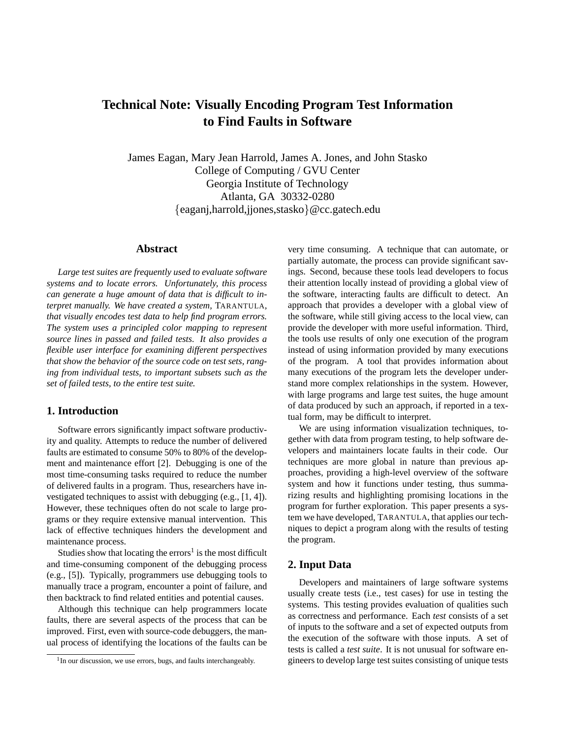# Technical Note: Visually Encoding Program Test Information to Find Faults in Software

James Eagan, Mary Jean Harrold, James A. Jones, and John Stasko
College of Computing / GVU Center
Georgia Institute of Technology
Atlanta, GA 30332-0280
{eaganj,harrold,jjones,stasko}@cc.gatech.edu

## Abstract

*Large test suites are frequently used to evaluate software systems and to locate errors. Unfortunately, this process can generate a huge amount of data that is difficult to interpret manually. We have created a system,* TARANTULA*, that visually encodes test data to help find program errors. The system uses a principled color mapping to represent source lines in passed and failed tests. It also provides a flexible user interface for examining different perspectives that show the behavior of the source code on test sets, ranging from individual tests, to important subsets such as the set of failed tests, to the entire test suite.*

## 1. Introduction

Software errors significantly impact software productivity and quality. Attempts to reduce the number of delivered faults are estimated to consume 50% to 80% of the development and maintenance effort [2]. Debugging is one of the most time-consuming tasks required to reduce the number of delivered faults in a program. Thus, researchers have investigated techniques to assist with debugging (e.g., [1, 4]). However, these techniques often do not scale to large programs or they require extensive manual intervention. This lack of effective techniques hinders the development and maintenance process.

Studies show that locating the errors[1] is the most difficult and time-consuming component of the debugging process (e.g., [5]). Typically, programmers use debugging tools to manually trace a program, encounter a point of failure, and then backtrack to find related entities and potential causes.

Although this technique can help programmers locate faults, there are several aspects of the process that can be improved. First, even with source-code debuggers, the manual process of identifying the locations of the faults can be very time consuming. A technique that can automate, or partially automate, the process can provide significant savings. Second, because these tools lead developers to focus their attention locally instead of providing a global view of the software, interacting faults are difficult to detect. An approach that provides a developer with a global view of the software, while still giving access to the local view, can provide the developer with more useful information. Third, the tools use results of only one execution of the program instead of using information provided by many executions of the program. A tool that provides information about many executions of the program lets the developer understand more complex relationships in the system. However, with large programs and large test suites, the huge amount of data produced by such an approach, if reported in a textual form, may be difficult to interpret.

We are using information visualization techniques, together with data from program testing, to help software developers and maintainers locate faults in their code. Our techniques are more global in nature than previous approaches, providing a high-level overview of the software system and how it functions under testing, thus summarizing results and highlighting promising locations in the program for further exploration. This paper presents a system we have developed, TARANTULA, that applies our techniques to depict a program along with the results of testing the program.

## 2. Input Data

Developers and maintainers of large software systems usually create tests (i.e., test cases) for use in testing the systems. This testing provides evaluation of qualities such as correctness and performance. Each *test* consists of a set of inputs to the software and a set of expected outputs from the execution of the software with those inputs. A set of tests is called a *test suite*. It is not unusual for software engineers to develop large test suites consisting of unique tests

[1] In our discussion, we use errors, bugs, and faults interchangeably.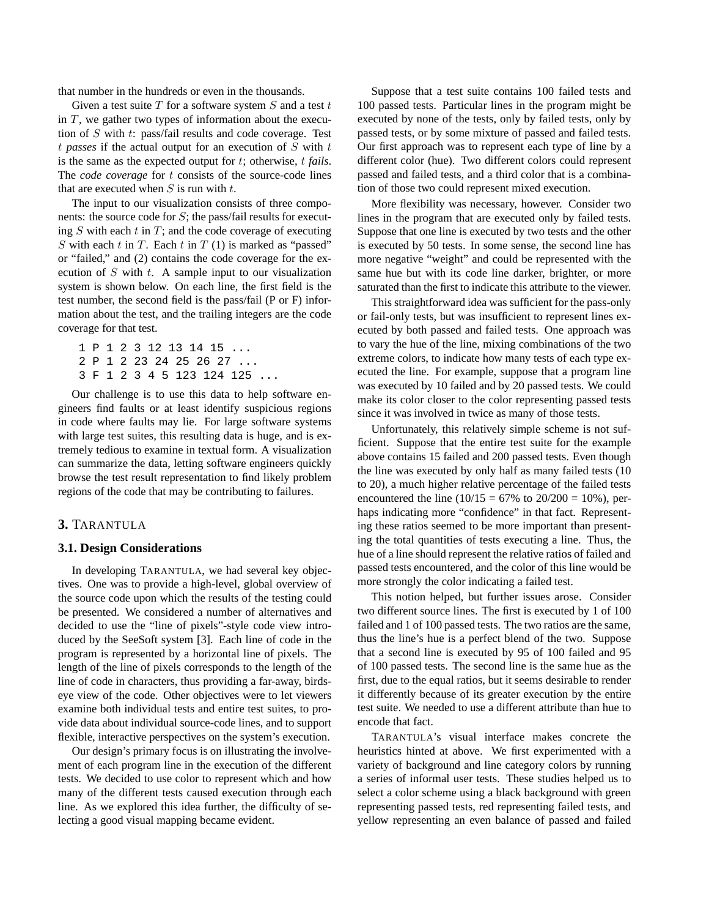that number in the hundreds or even in the thousands.

Given a test suite $T$ for a software system $S$ and a test $t$ in $T$, we gather two types of information about the execution of $S$ with $t$: pass/fail results and code coverage. Test $t$ *passes* if the actual output for an execution of $S$ with $t$ is the same as the expected output for $t$; otherwise, $t$ *fails*. The *code coverage* for $t$ consists of the source-code lines that are executed when $S$ is run with $t$.

The input to our visualization consists of three components: the source code for $S$; the pass/fail results for executing $S$ with each $t$ in $T$; and the code coverage of executing $S$ with each $t$ in $T$. Each $t$ in $T$ (1) is marked as "passed" or "failed," and (2) contains the code coverage for the execution of $S$ with $t$. A sample input to our visualization system is shown below. On each line, the first field is the test number, the second field is the pass/fail (P or F) information about the test, and the trailing integers are the code coverage for that test.

```
1 P 1 2 3 12 13 14 15 ...
2 P 1 2 23 24 25 26 27 ...
3 F 1 2 3 4 5 123 124 125 ...
```

Our challenge is to use this data to help software engineers find faults or at least identify suspicious regions in code where faults may lie. For large software systems with large test suites, this resulting data is huge, and is extremely tedious to examine in textual form. A visualization can summarize the data, letting software engineers quickly browse the test result representation to find likely problem regions of the code that may be contributing to failures.

## 3. TARANTULA

### 3.1. Design Considerations

In developing TARANTULA, we had several key objectives. One was to provide a high-level, global overview of the source code upon which the results of the testing could be presented. We considered a number of alternatives and decided to use the "line of pixels"-style code view introduced by the SeeSoft system [3]. Each line of code in the program is represented by a horizontal line of pixels. The length of the line of pixels corresponds to the length of the line of code in characters, thus providing a far-away, birds-eye view of the code. Other objectives were to let viewers examine both individual tests and entire test suites, to provide data about individual source-code lines, and to support flexible, interactive perspectives on the system's execution.

Our design's primary focus is on illustrating the involvement of each program line in the execution of the different tests. We decided to use color to represent which and how many of the different tests caused execution through each line. As we explored this idea further, the difficulty of selecting a good visual mapping became evident.

Suppose that a test suite contains 100 failed tests and 100 passed tests. Particular lines in the program might be executed by none of the tests, only by failed tests, only by passed tests, or by some mixture of passed and failed tests. Our first approach was to represent each type of line by a different color (hue). Two different colors could represent passed and failed tests, and a third color that is a combination of those two could represent mixed execution.

More flexibility was necessary, however. Consider two lines in the program that are executed only by failed tests. Suppose that one line is executed by two tests and the other is executed by 50 tests. In some sense, the second line has more negative "weight" and could be represented with the same hue but with its code line darker, brighter, or more saturated than the first to indicate this attribute to the viewer.

This straightforward idea was sufficient for the pass-only or fail-only tests, but was insufficient to represent lines executed by both passed and failed tests. One approach was to vary the hue of the line, mixing combinations of the two extreme colors, to indicate how many tests of each type executed the line. For example, suppose that a program line was executed by 10 failed and by 20 passed tests. We could make its color closer to the color representing passed tests since it was involved in twice as many of those tests.

Unfortunately, this relatively simple scheme is not sufficient. Suppose the entire test suite for the example above contains 15 failed and 200 passed tests. Even though the line was executed by only half as many failed tests (10 to 20), a much higher relative percentage of the failed tests encountered the line (10/15 = 67% to 20/200 = 10%), perhaps indicating more "confidence" in that fact. Representing these ratios seemed to be more important than presenting the total quantities of tests executing a line. Thus, the hue of a line should represent the relative ratios of failed and passed tests encountered, and the color of this line would be more strongly the color indicating a failed test.

This notion helped, but further issues arose. Consider two different source lines. The first is executed by 1 of 100 failed and 1 of 100 passed tests. The two ratios are the same, thus the line's hue is a perfect blend of the two. Suppose that a second line is executed by 95 of 100 failed and 95 of 100 passed tests. The second line is the same hue as the first, due to the equal ratios, but it seems desirable to render it differently because of its greater execution by the entire test suite. We needed to use a different attribute than hue to encode that fact.

TARANTULA's visual interface makes concrete the heuristics hinted at above. We first experimented with a variety of background and line category colors by running a series of informal user tests. These studies helped us to select a color scheme using a black background with green representing passed tests, red representing failed tests, and yellow representing an even balance of passed and failed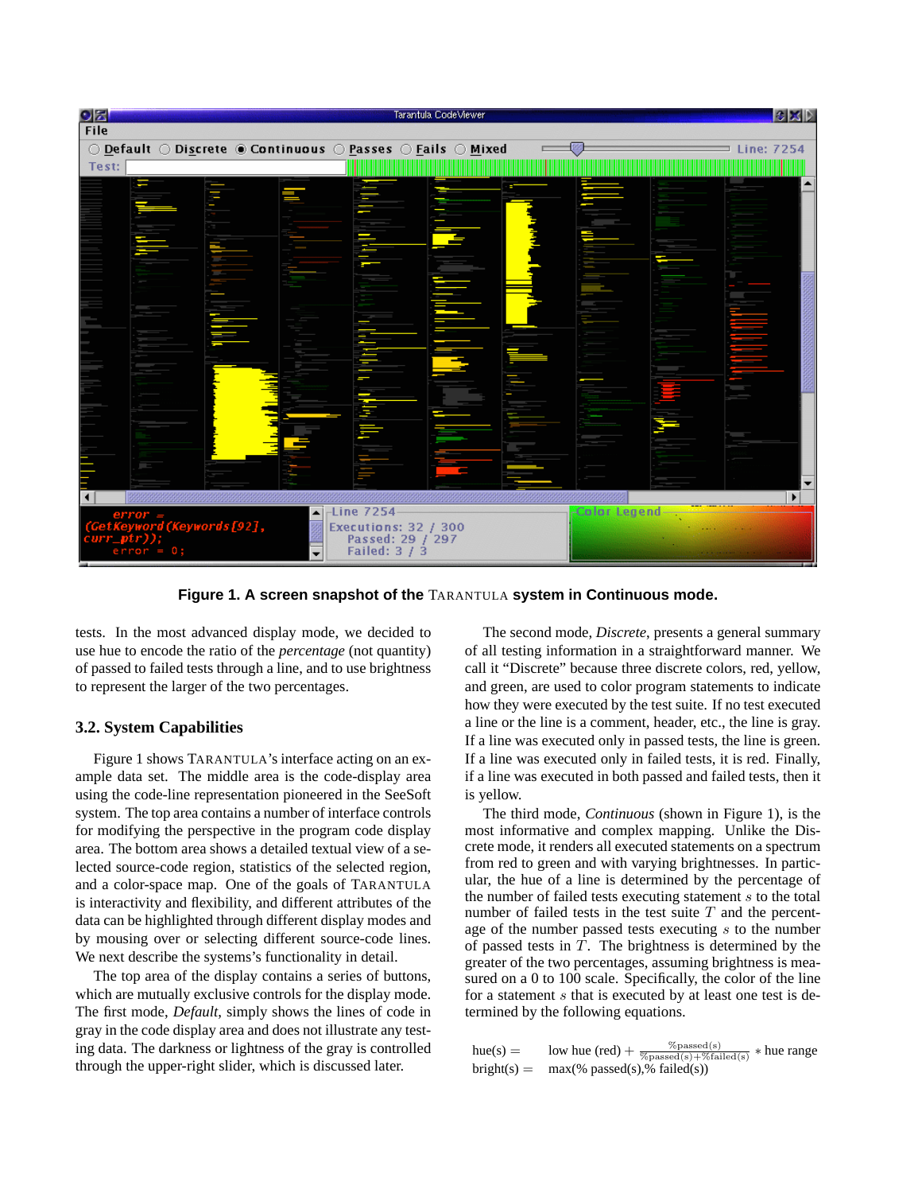**Figure 1. A screen snapshot of the TARANTULA system in Continuous mode.**

tests. In the most advanced display mode, we decided to use hue to encode the ratio of the *percentage* (not quantity) of passed to failed tests through a line, and to use brightness to represent the larger of the two percentages.

### 3.2. System Capabilities

Figure 1 shows TARANTULA's interface acting on an example data set. The middle area is the code-display area using the code-line representation pioneered in the SeeSoft system. The top area contains a number of interface controls for modifying the perspective in the program code display area. The bottom area shows a detailed textual view of a selected source-code region, statistics of the selected region, and a color-space map. One of the goals of TARANTULA is interactivity and flexibility, and different attributes of the data can be highlighted through different display modes and by mousing over or selecting different source-code lines. We next describe the systems's functionality in detail.

The top area of the display contains a series of buttons, which are mutually exclusive controls for the display mode. The first mode, *Default*, simply shows the lines of code in gray in the code display area and does not illustrate any testing data. The darkness or lightness of the gray is controlled through the upper-right slider, which is discussed later.

The second mode, *Discrete*, presents a general summary of all testing information in a straightforward manner. We call it "Discrete" because three discrete colors, red, yellow, and green, are used to color program statements to indicate how they were executed by the test suite. If no test executed a line or the line is a comment, header, etc., the line is gray. If a line was executed only in passed tests, the line is green. If a line was executed only in failed tests, it is red. Finally, if a line was executed in both passed and failed tests, then it is yellow.

The third mode, *Continuous* (shown in Figure 1), is the most informative and complex mapping. Unlike the Discrete mode, it renders all executed statements on a spectrum from red to green and with varying brightnesses. In particular, the hue of a line is determined by the percentage of the number of failed tests executing statement $s$ to the total number of failed tests in the test suite $T$ and the percentage of the number passed tests executing $s$ to the number of passed tests in $T$. The brightness is determined by the greater of the two percentages, assuming brightness is measured on a 0 to 100 scale. Specifically, the color of the line for a statement $s$ that is executed by at least one test is determined by the following equations.

$$\text{hue}(s) = \text{low hue (red)} + \frac{\%\text{passed}(s)}{\%\text{passed}(s) + \%\text{failed}(s)} * \text{hue range}$$

$$\text{bright}(s) = \max(\%\ \text{passed}(s), \%\ \text{failed}(s))$$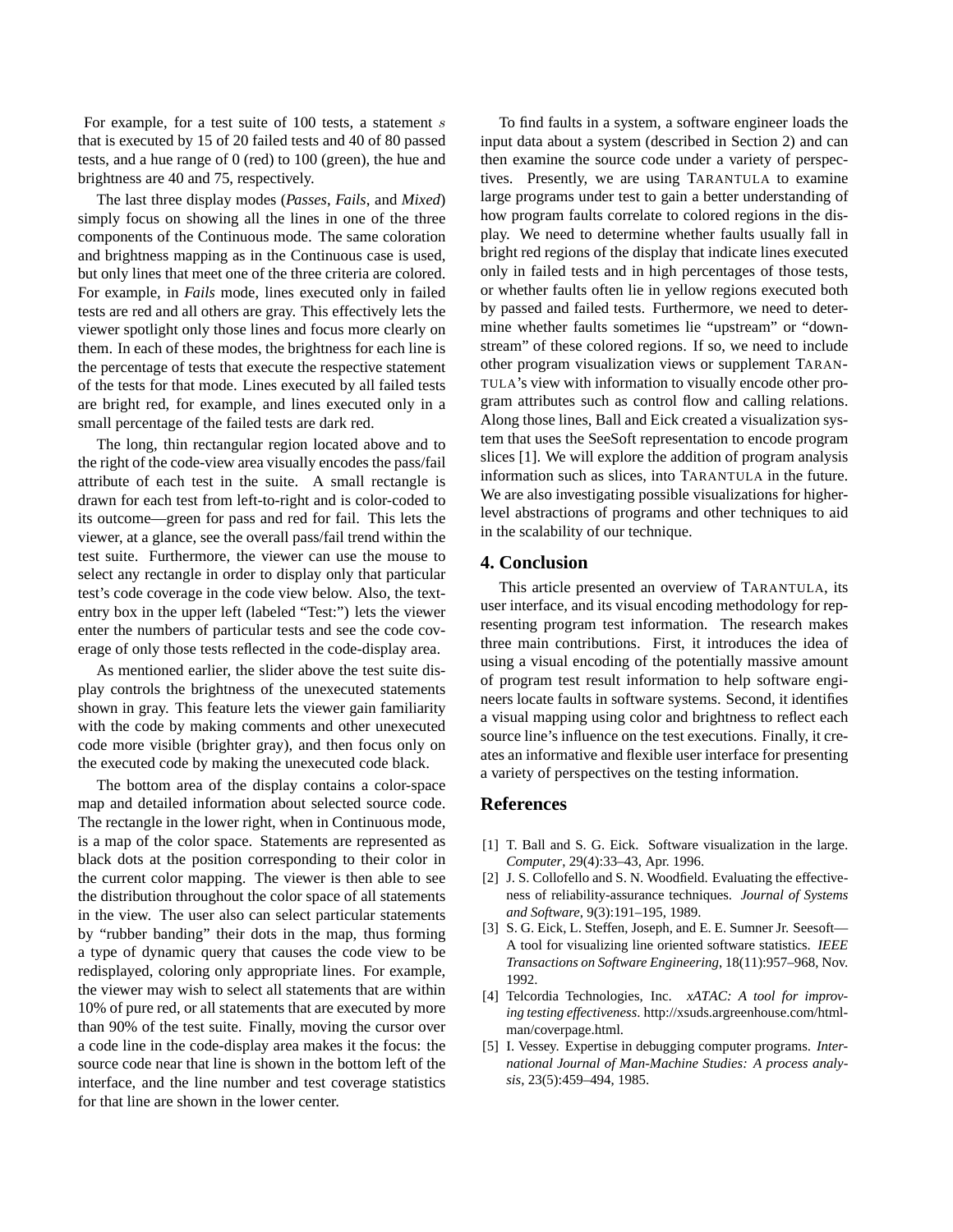For example, for a test suite of 100 tests, a statement $s$ that is executed by 15 of 20 failed tests and 40 of 80 passed tests, and a hue range of 0 (red) to 100 (green), the hue and brightness are 40 and 75, respectively.

The last three display modes (*Passes*, *Fails*, and *Mixed*) simply focus on showing all the lines in one of the three components of the Continuous mode. The same coloration and brightness mapping as in the Continuous case is used, but only lines that meet one of the three criteria are colored. For example, in *Fails* mode, lines executed only in failed tests are red and all others are gray. This effectively lets the viewer spotlight only those lines and focus more clearly on them. In each of these modes, the brightness for each line is the percentage of tests that execute the respective statement of the tests for that mode. Lines executed by all failed tests are bright red, for example, and lines executed only in a small percentage of the failed tests are dark red.

The long, thin rectangular region located above and to the right of the code-view area visually encodes the pass/fail attribute of each test in the suite. A small rectangle is drawn for each test from left-to-right and is color-coded to its outcome—green for pass and red for fail. This lets the viewer, at a glance, see the overall pass/fail trend within the test suite. Furthermore, the viewer can use the mouse to select any rectangle in order to display only that particular test's code coverage in the code view below. Also, the text-entry box in the upper left (labeled "Test:") lets the viewer enter the numbers of particular tests and see the code coverage of only those tests reflected in the code-display area.

As mentioned earlier, the slider above the test suite display controls the brightness of the unexecuted statements shown in gray. This feature lets the viewer gain familiarity with the code by making comments and other unexecuted code more visible (brighter gray), and then focus only on the executed code by making the unexecuted code black.

The bottom area of the display contains a color-space map and detailed information about selected source code. The rectangle in the lower right, when in Continuous mode, is a map of the color space. Statements are represented as black dots at the position corresponding to their color in the current color mapping. The viewer is then able to see the distribution throughout the color space of all statements in the view. The user also can select particular statements by "rubber banding" their dots in the map, thus forming a type of dynamic query that causes the code view to be redisplayed, coloring only appropriate lines. For example, the viewer may wish to select all statements that are within 10% of pure red, or all statements that are executed by more than 90% of the test suite. Finally, moving the cursor over a code line in the code-display area makes it the focus: the source code near that line is shown in the bottom left of the interface, and the line number and test coverage statistics for that line are shown in the lower center.

To find faults in a system, a software engineer loads the input data about a system (described in Section 2) and can then examine the source code under a variety of perspectives. Presently, we are using TARANTULA to examine large programs under test to gain a better understanding of how program faults correlate to colored regions in the display. We need to determine whether faults usually fall in bright red regions of the display that indicate lines executed only in failed tests and in high percentages of those tests, or whether faults often lie in yellow regions executed both by passed and failed tests. Furthermore, we need to determine whether faults sometimes lie "upstream" or "downstream" of these colored regions. If so, we need to include other program visualization views or supplement TARANTULA's view with information to visually encode other program attributes such as control flow and calling relations. Along those lines, Ball and Eick created a visualization system that uses the SeeSoft representation to encode program slices [1]. We will explore the addition of program analysis information such as slices, into TARANTULA in the future. We are also investigating possible visualizations for higher-level abstractions of programs and other techniques to aid in the scalability of our technique.

## 4. Conclusion

This article presented an overview of TARANTULA, its user interface, and its visual encoding methodology for representing program test information. The research makes three main contributions. First, it introduces the idea of using a visual encoding of the potentially massive amount of program test result information to help software engineers locate faults in software systems. Second, it identifies a visual mapping using color and brightness to reflect each source line's influence on the test executions. Finally, it creates an informative and flexible user interface for presenting a variety of perspectives on the testing information.

## References

[1] T. Ball and S. G. Eick. Software visualization in the large. *Computer*, 29(4):33–43, Apr. 1996.

[2] J. S. Collofello and S. N. Woodfield. Evaluating the effectiveness of reliability-assurance techniques. *Journal of Systems and Software*, 9(3):191–195, 1989.

[3] S. G. Eick, L. Steffen, Joseph, and E. E. Sumner Jr. Seesoft—A tool for visualizing line oriented software statistics. *IEEE Transactions on Software Engineering*, 18(11):957–968, Nov. 1992.

[4] Telcordia Technologies, Inc. *xATAC: A tool for improving testing effectiveness*. http://xsuds.argreenhouse.com/html-man/coverpage.html.

[5] I. Vessey. Expertise in debugging computer programs. *International Journal of Man-Machine Studies: A process analysis*, 23(5):459–494, 1985.